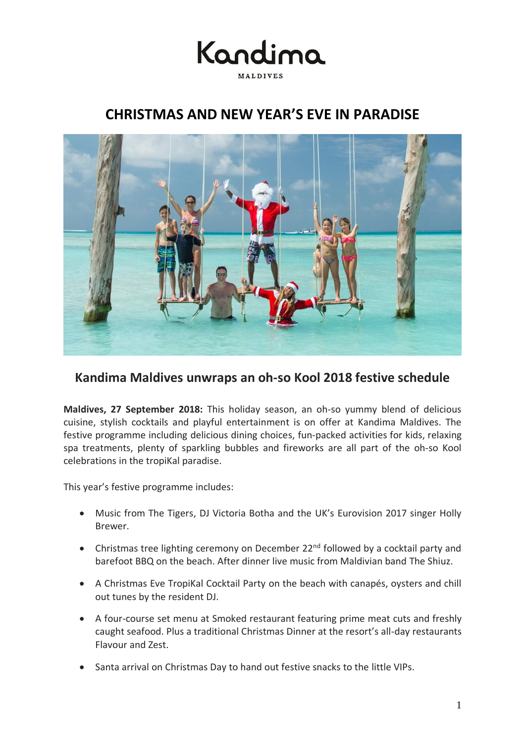Kandima

MALDIVES

# CHRISTMAS AND NEW YEAR'S EVE IN PARADISE

## Kandima Maldives unwraps an oh-so Kool 2018 festive schedule

**Maldives, 27 September 2018:** This holiday season, an oh-so yummy blend of delicious cuisine, stylish cocktails and playful entertainment is on offer at Kandima Maldives. The festive programme including delicious dining choices, fun-packed activities for kids, relaxing spa treatments, plenty of sparkling bubbles and fireworks are all part of the oh-so Kool celebrations in the tropiKal paradise.

This year's festive programme includes:

- Music from The Tigers, DJ Victoria Botha and the UK's Eurovision 2017 singer Holly Brewer.
- Christmas tree lighting ceremony on December 22nd followed by a cocktail party and barefoot BBQ on the beach. After dinner live music from Maldivian band The Shiuz.
- A Christmas Eve TropiKal Cocktail Party on the beach with canapés, oysters and chill out tunes by the resident DJ.
- A four-course set menu at Smoked restaurant featuring prime meat cuts and freshly caught seafood. Plus a traditional Christmas Dinner at the resort's all-day restaurants Flavour and Zest.
- Santa arrival on Christmas Day to hand out festive snacks to the little VIPs.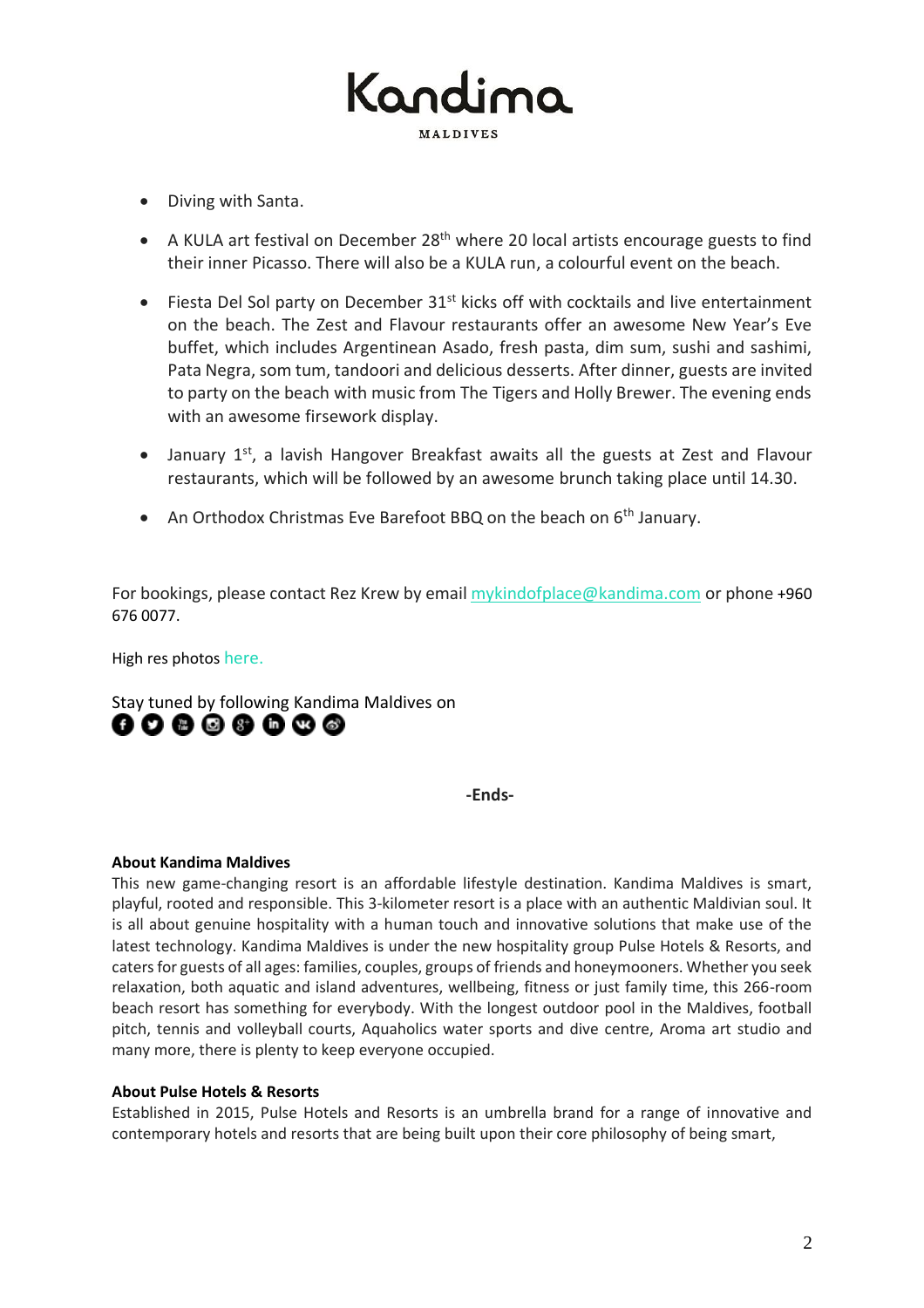- Diving with Santa.
- A KULA art festival on December 28th where 20 local artists encourage guests to find their inner Picasso. There will also be a KULA run, a colourful event on the beach.
- Fiesta Del Sol party on December 31st kicks off with cocktails and live entertainment on the beach. The Zest and Flavour restaurants offer an awesome New Year's Eve buffet, which includes Argentinean Asado, fresh pasta, dim sum, sushi and sashimi, Pata Negra, som tum, tandoori and delicious desserts. After dinner, guests are invited to party on the beach with music from The Tigers and Holly Brewer. The evening ends with an awesome firsework display.
- January 1st, a lavish Hangover Breakfast awaits all the guests at Zest and Flavour restaurants, which will be followed by an awesome brunch taking place until 14.30.
- An Orthodox Christmas Eve Barefoot BBQ on the beach on 6th January.

For bookings, please contact Rez Krew by email mykindofplace@kandima.com or phone +960 676 0077.

High res photos here.

Stay tuned by following Kandima Maldives on

**-Ends-**

**About Kandima Maldives**

This new game-changing resort is an affordable lifestyle destination. Kandima Maldives is smart, playful, rooted and responsible. This 3-kilometer resort is a place with an authentic Maldivian soul. It is all about genuine hospitality with a human touch and innovative solutions that make use of the latest technology. Kandima Maldives is under the new hospitality group Pulse Hotels & Resorts, and caters for guests of all ages: families, couples, groups of friends and honeymooners. Whether you seek relaxation, both aquatic and island adventures, wellbeing, fitness or just family time, this 266-room beach resort has something for everybody. With the longest outdoor pool in the Maldives, football pitch, tennis and volleyball courts, Aquaholics water sports and dive centre, Aroma art studio and many more, there is plenty to keep everyone occupied.

**About Pulse Hotels & Resorts**

Established in 2015, Pulse Hotels and Resorts is an umbrella brand for a range of innovative and contemporary hotels and resorts that are being built upon their core philosophy of being smart,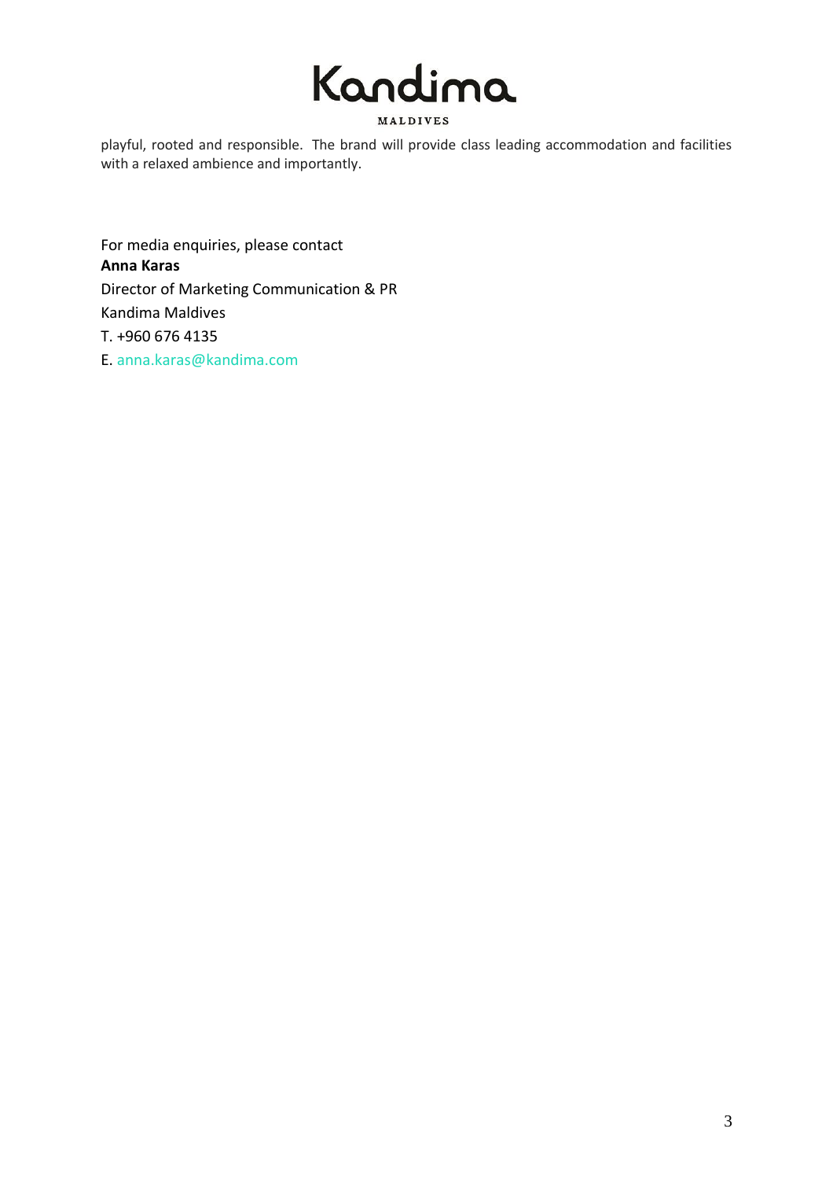playful, rooted and responsible. The brand will provide class leading accommodation and facilities with a relaxed ambience and importantly.

For media enquiries, please contact
**Anna Karas**
Director of Marketing Communication & PR
Kandima Maldives
T. +960 676 4135
E. anna.karas@kandima.com